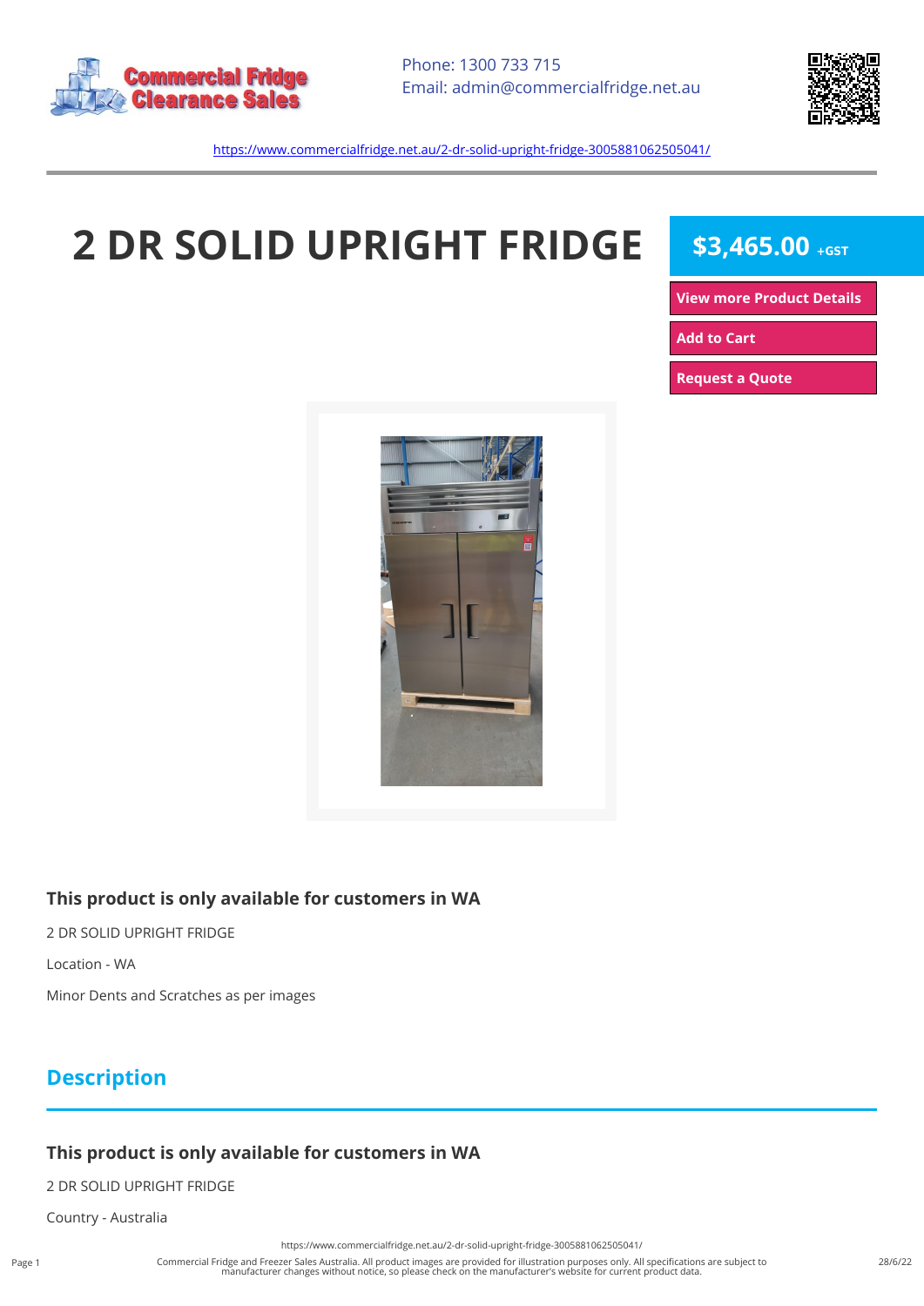Phone: 1300 733 715
Email: admin@commercialfridge.net.au

https://www.commercialfridge.net.au/2-dr-solid-upright-fridge-3005881062505041/

# 2 DR SOLID UPRIGHT FRIDGE

**$3,465.00** +GST

View more Product Details

Add to Cart

Request a Quote

### This product is only available for customers in WA

2 DR SOLID UPRIGHT FRIDGE

Location - WA

Minor Dents and Scratches as per images

## Description

### This product is only available for customers in WA

2 DR SOLID UPRIGHT FRIDGE

Country - Australia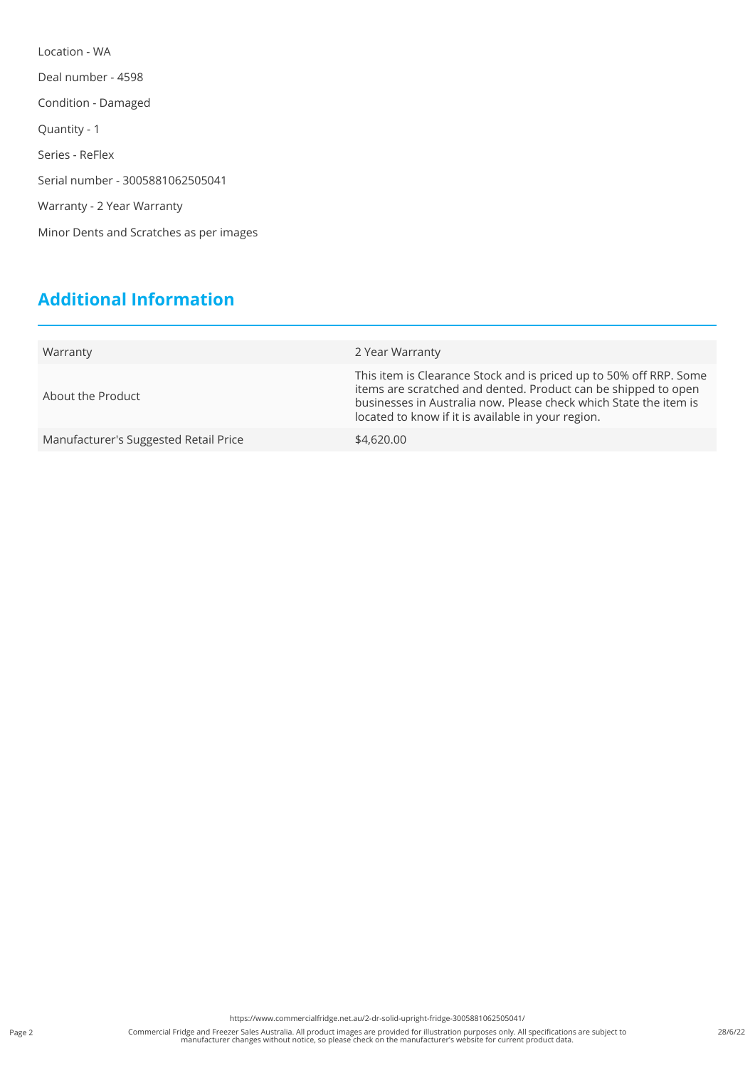Location - WA

Deal number - 4598

Condition - Damaged

Quantity - 1

Series - ReFlex

Serial number - 3005881062505041

Warranty - 2 Year Warranty

Minor Dents and Scratches as per images

## Additional Information

| | |
|---|---|
| Warranty | 2 Year Warranty |
| About the Product | This item is Clearance Stock and is priced up to 50% off RRP. Some items are scratched and dented. Product can be shipped to open businesses in Australia now. Please check which State the item is located to know if it is available in your region. |
| Manufacturer's Suggested Retail Price | $4,620.00 |